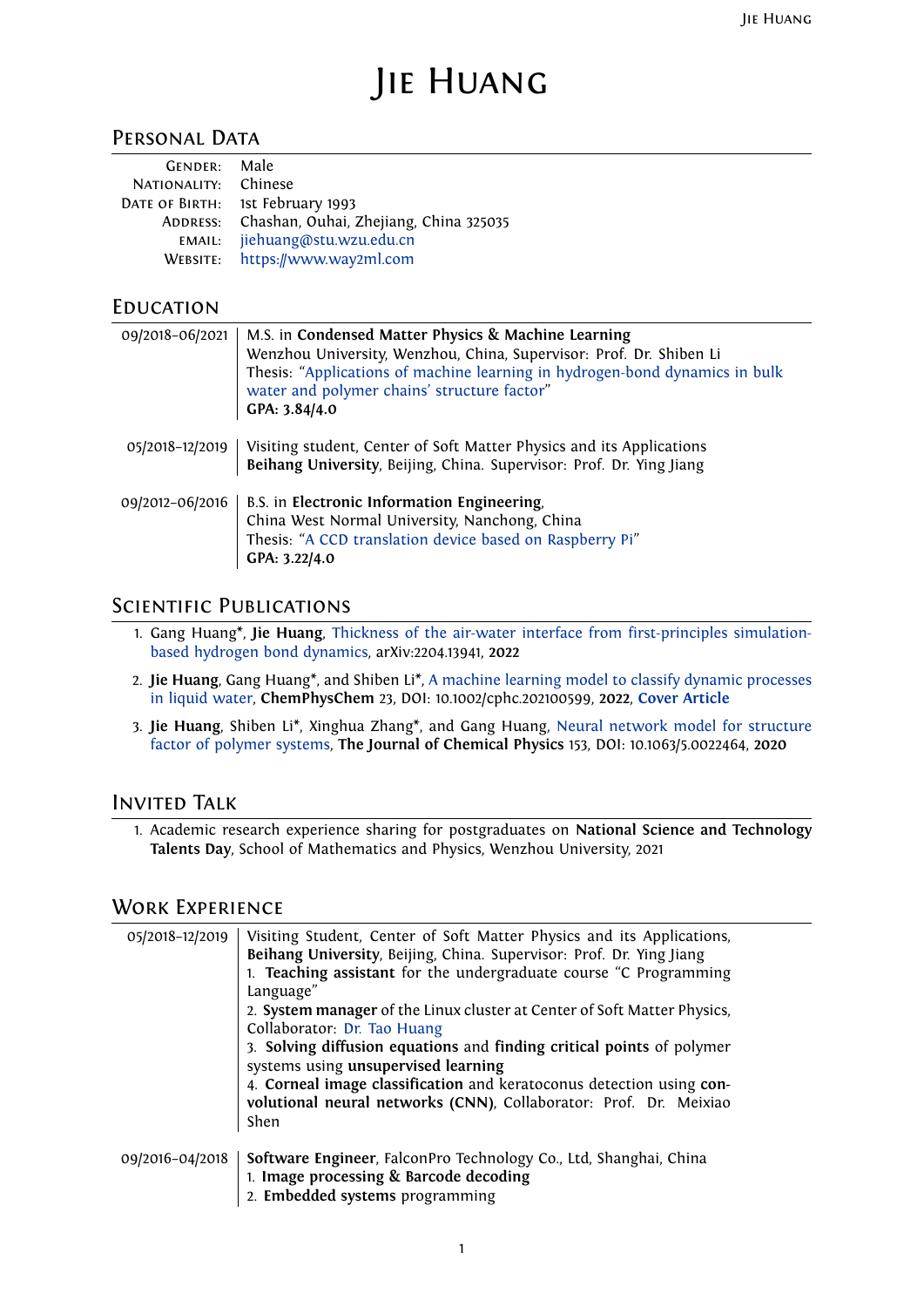# Jie Huang

## Personal Data

| | |
|---|---|
| Gender: | Male |
| Nationality: | Chinese |
| Date of Birth: | 1st February 1993 |
| Address: | Chashan, Ouhai, Zhejiang, China 325035 |
| email: | jiehuang@stu.wzu.edu.cn |
| Website: | https://www.way2ml.com |

## Education

**09/2018–06/2021**
M.S. in **Condensed Matter Physics & Machine Learning**
Wenzhou University, Wenzhou, China, Supervisor: Prof. Dr. Shiben Li
Thesis: "Applications of machine learning in hydrogen-bond dynamics in bulk water and polymer chains' structure factor"
**GPA: 3.84/4.0**

**05/2018–12/2019**
Visiting student, Center of Soft Matter Physics and its Applications
**Beihang University**, Beijing, China. Supervisor: Prof. Dr. Ying Jiang

**09/2012–06/2016**
B.S. in **Electronic Information Engineering**,
China West Normal University, Nanchong, China
Thesis: "A CCD translation device based on Raspberry Pi"
**GPA: 3.22/4.0**

## Scientific Publications

1. Gang Huang*, **Jie Huang**, Thickness of the air-water interface from first-principles simulation-based hydrogen bond dynamics, arXiv:2204.13941, **2022**
2. **Jie Huang**, Gang Huang*, and Shiben Li*, A machine learning model to classify dynamic processes in liquid water, **ChemPhysChem** 23, DOI: 10.1002/cphc.202100599, **2022**, **Cover Article**
3. **Jie Huang**, Shiben Li*, Xinghua Zhang*, and Gang Huang, Neural network model for structure factor of polymer systems, **The Journal of Chemical Physics** 153, DOI: 10.1063/5.0022464, **2020**

## Invited Talk

1. Academic research experience sharing for postgraduates on **National Science and Technology Talents Day**, School of Mathematics and Physics, Wenzhou University, 2021

## Work Experience

**05/2018–12/2019**
Visiting Student, Center of Soft Matter Physics and its Applications,
**Beihang University**, Beijing, China. Supervisor: Prof. Dr. Ying Jiang
1. **Teaching assistant** for the undergraduate course "C Programming Language"
2. **System manager** of the Linux cluster at Center of Soft Matter Physics, Collaborator: Dr. Tao Huang
3. **Solving diffusion equations** and **finding critical points** of polymer systems using **unsupervised learning**
4. **Corneal image classification** and keratoconus detection using **convolutional neural networks (CNN)**, Collaborator: Prof. Dr. Meixiao Shen

**09/2016–04/2018**
**Software Engineer**, FalconPro Technology Co., Ltd, Shanghai, China
1. **Image processing & Barcode decoding**
2. **Embedded systems** programming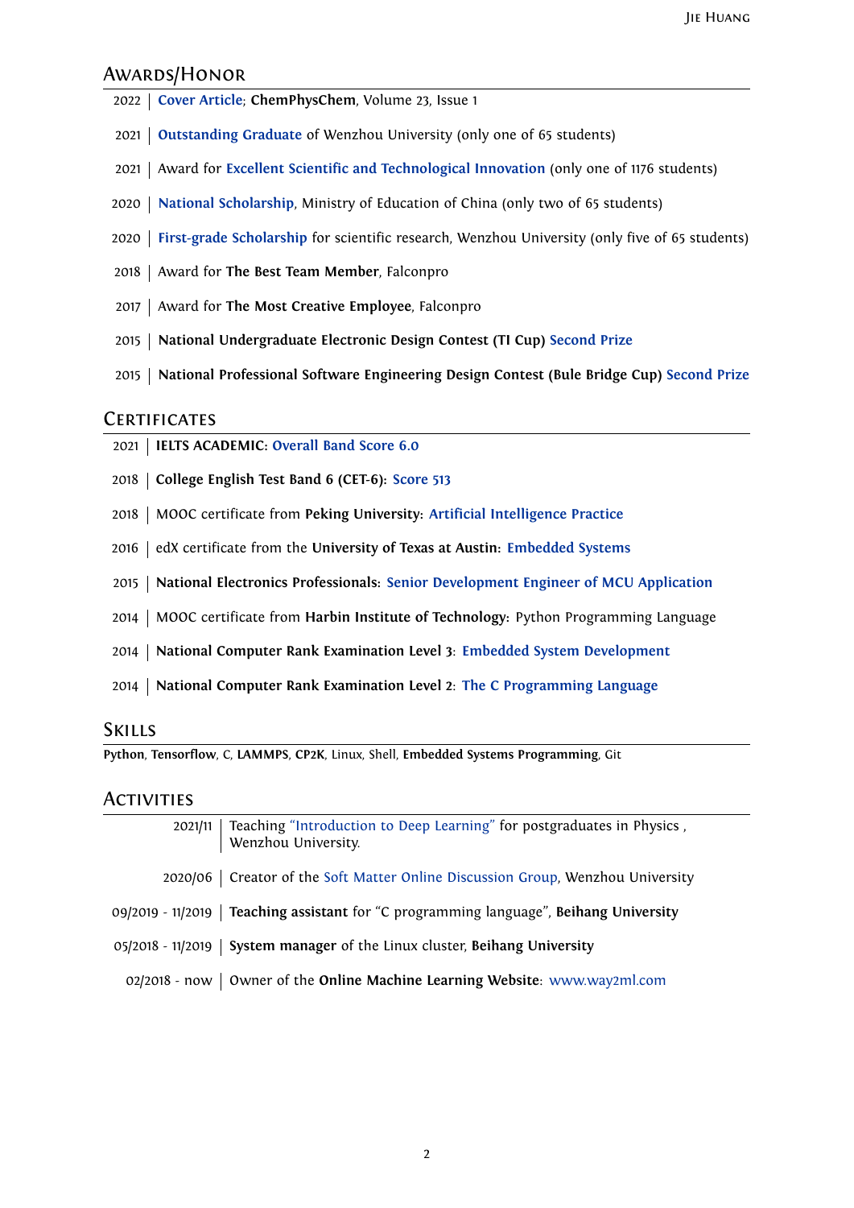## Awards/Honor

- 2022 | **Cover Article**; **ChemPhysChem**, Volume 23, Issue 1
- 2021 | **Outstanding Graduate** of Wenzhou University (only one of 65 students)
- 2021 | Award for **Excellent Scientific and Technological Innovation** (only one of 1176 students)
- 2020 | **National Scholarship**, Ministry of Education of China (only two of 65 students)
- 2020 | **First-grade Scholarship** for scientific research, Wenzhou University (only five of 65 students)
- 2018 | Award for **The Best Team Member**, Falconpro
- 2017 | Award for **The Most Creative Employee**, Falconpro
- 2015 | **National Undergraduate Electronic Design Contest (TI Cup) Second Prize**
- 2015 | **National Professional Software Engineering Design Contest (Bule Bridge Cup) Second Prize**

## Certificates

- 2021 | **IELTS ACADEMIC: Overall Band Score 6.0**
- 2018 | **College English Test Band 6 (CET-6): Score 513**
- 2018 | MOOC certificate from **Peking University: Artificial Intelligence Practice**
- 2016 | edX certificate from the **University of Texas at Austin: Embedded Systems**
- 2015 | **National Electronics Professionals: Senior Development Engineer of MCU Application**
- 2014 | MOOC certificate from **Harbin Institute of Technology:** Python Programming Language
- 2014 | **National Computer Rank Examination Level 3: Embedded System Development**
- 2014 | **National Computer Rank Examination Level 2: The C Programming Language**

## Skills

**Python**, **Tensorflow**, C, **LAMMPS**, **CP2K**, Linux, Shell, **Embedded Systems Programming**, Git

## Activities

- 2021/11 | Teaching "Introduction to Deep Learning" for postgraduates in Physics , Wenzhou University.
- 2020/06 | Creator of the Soft Matter Online Discussion Group, Wenzhou University
- 09/2019 - 11/2019 | **Teaching assistant** for "C programming language", **Beihang University**
- 05/2018 - 11/2019 | **System manager** of the Linux cluster, **Beihang University**
- 02/2018 - now | Owner of the **Online Machine Learning Website**: www.way2ml.com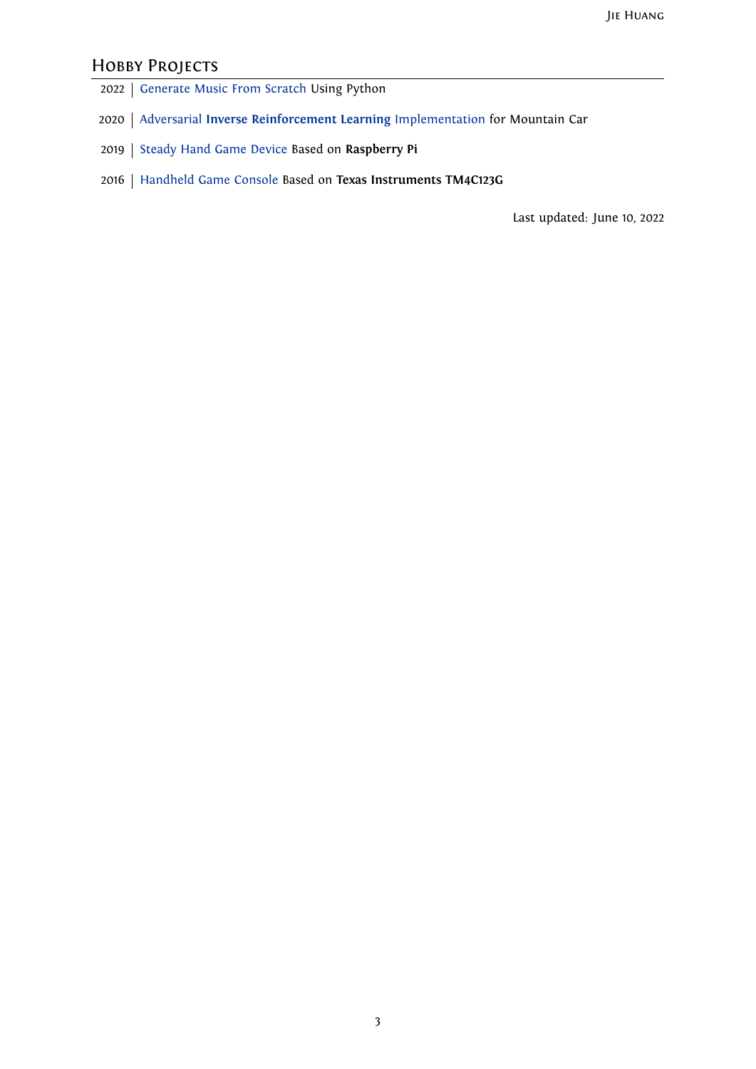## Hobby Projects

2022 | Generate Music From Scratch Using Python

2020 | Adversarial **Inverse Reinforcement Learning** Implementation for Mountain Car

2019 | Steady Hand Game Device Based on **Raspberry Pi**

2016 | Handheld Game Console Based on **Texas Instruments TM4C123G**

Last updated: June 10, 2022